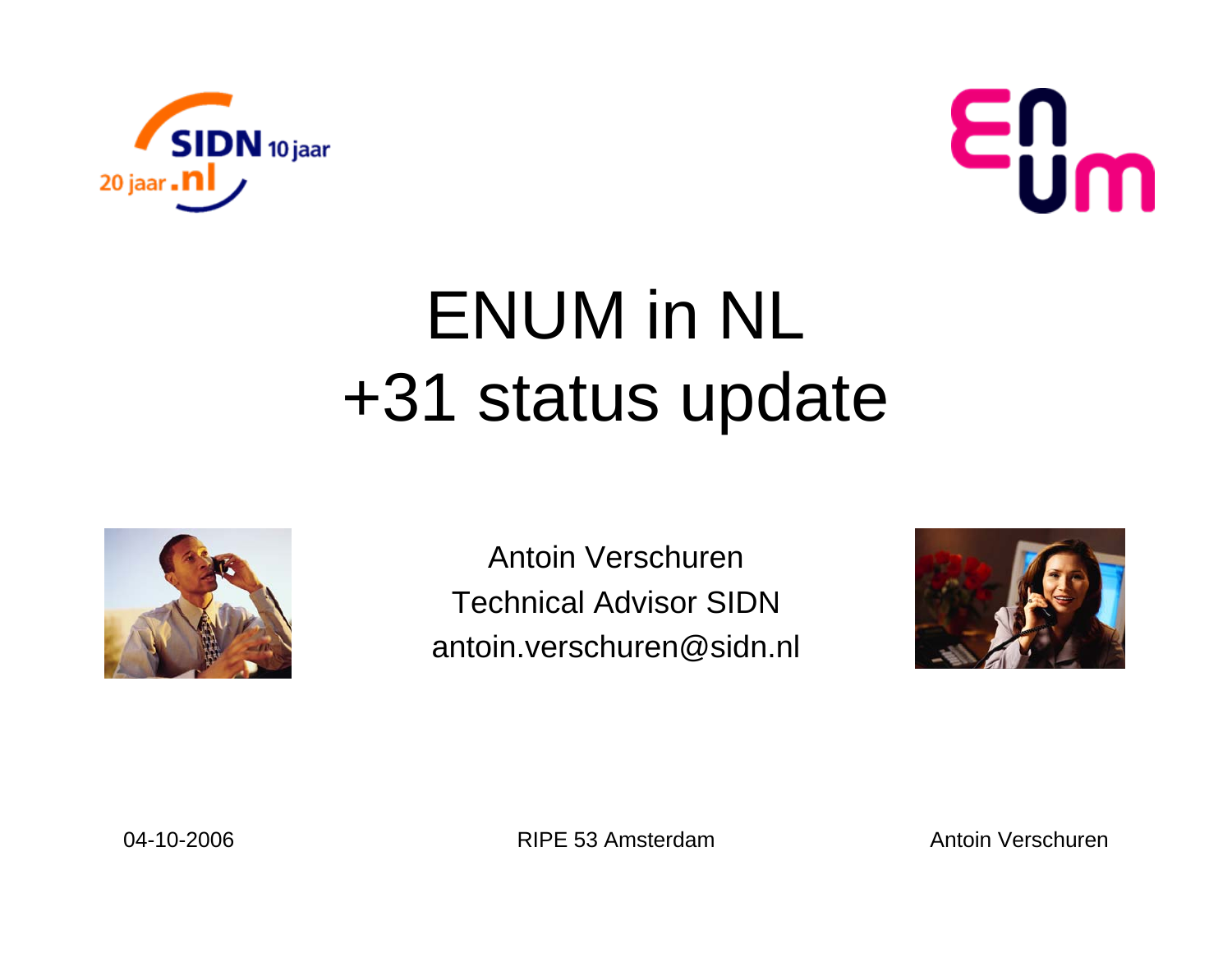# ENUM in NL
# +31 status update

Antoin Verschuren
Technical Advisor SIDN
antoin.verschuren@sidn.nl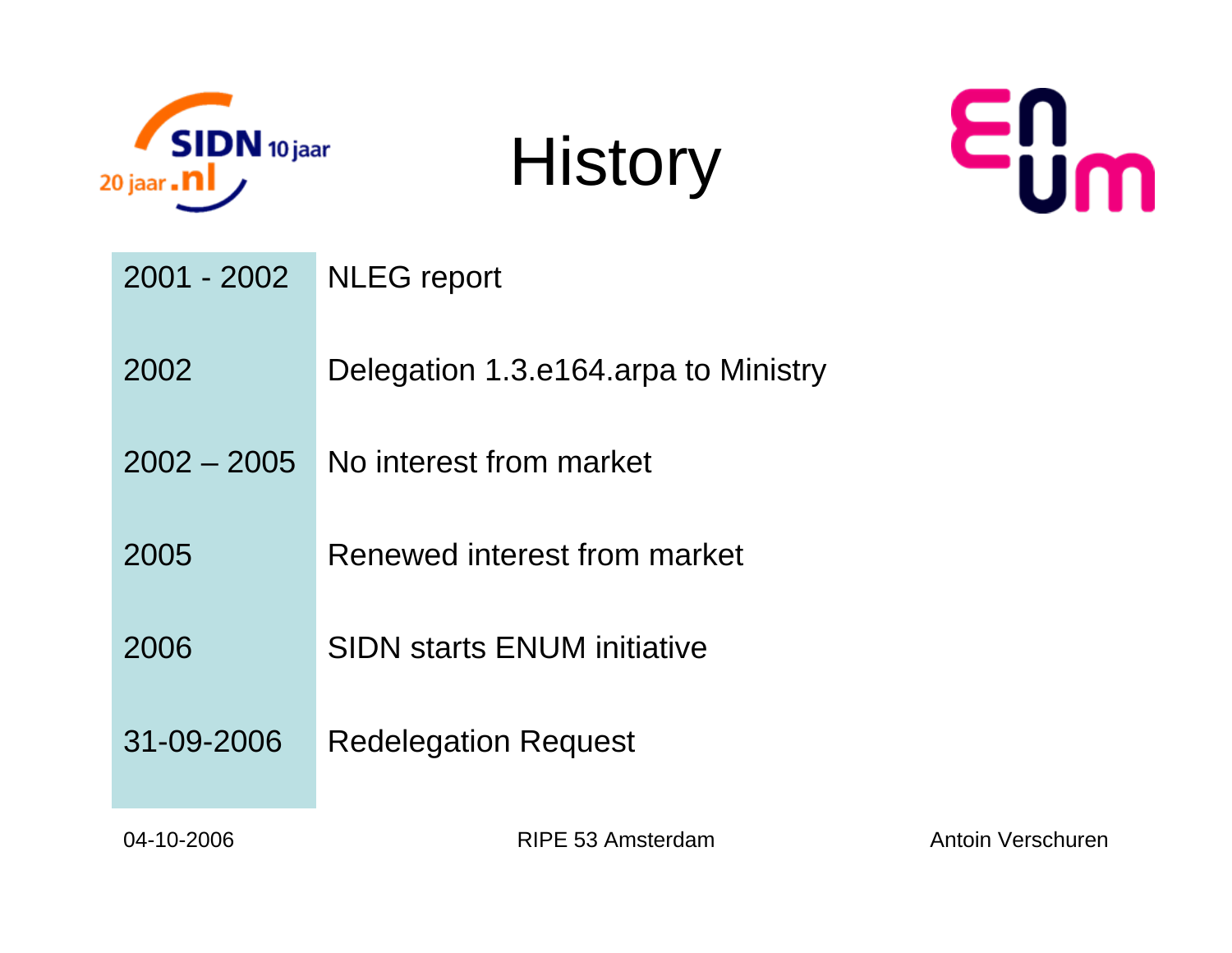# History

| | |
|---|---|
| 2001 - 2002 | NLEG report |
| 2002 | Delegation 1.3.e164.arpa to Ministry |
| 2002 – 2005 | No interest from market |
| 2005 | Renewed interest from market |
| 2006 | SIDN starts ENUM initiative |
| 31-09-2006 | Redelegation Request |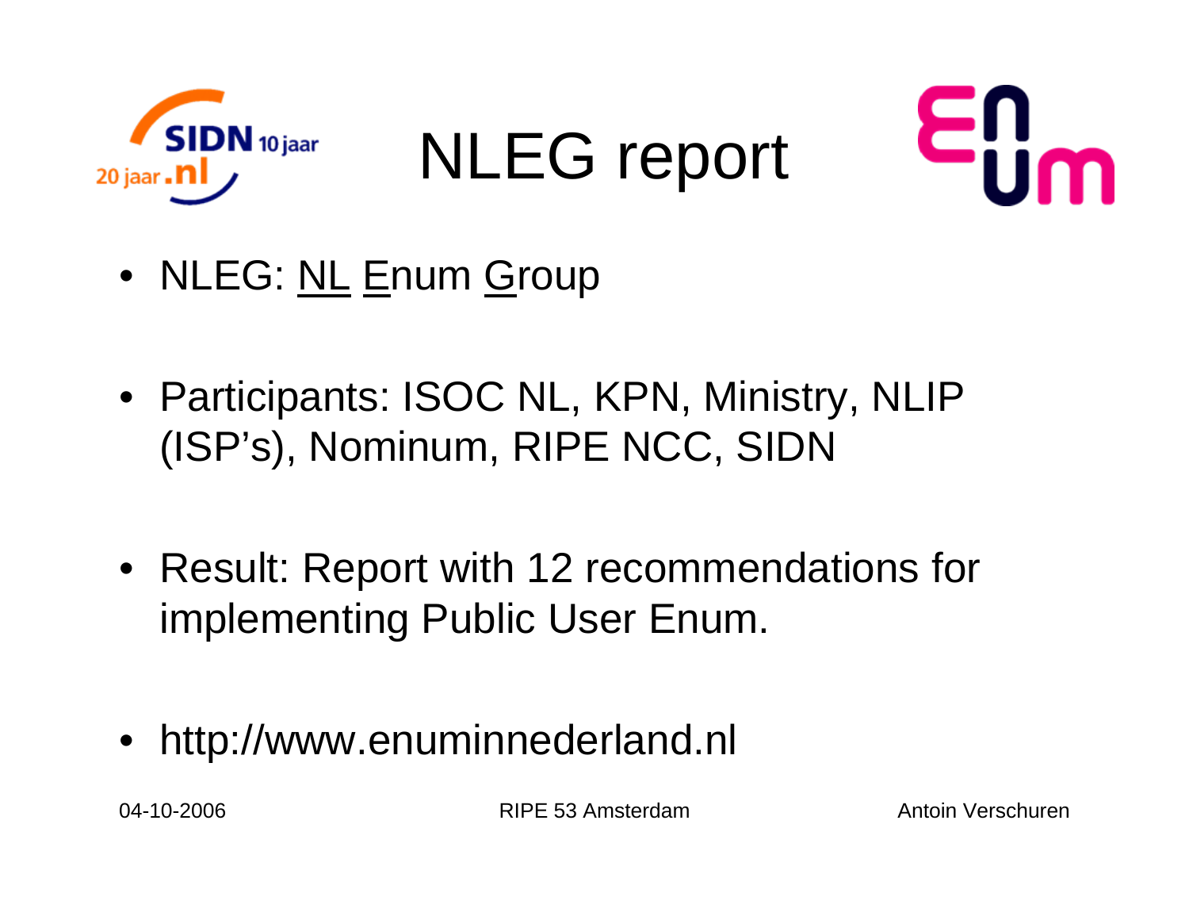# NLEG report

- NLEG: NL Enum Group
- Participants: ISOC NL, KPN, Ministry, NLIP (ISP's), Nominum, RIPE NCC, SIDN
- Result: Report with 12 recommendations for implementing Public User Enum.
- http://www.enuminnederland.nl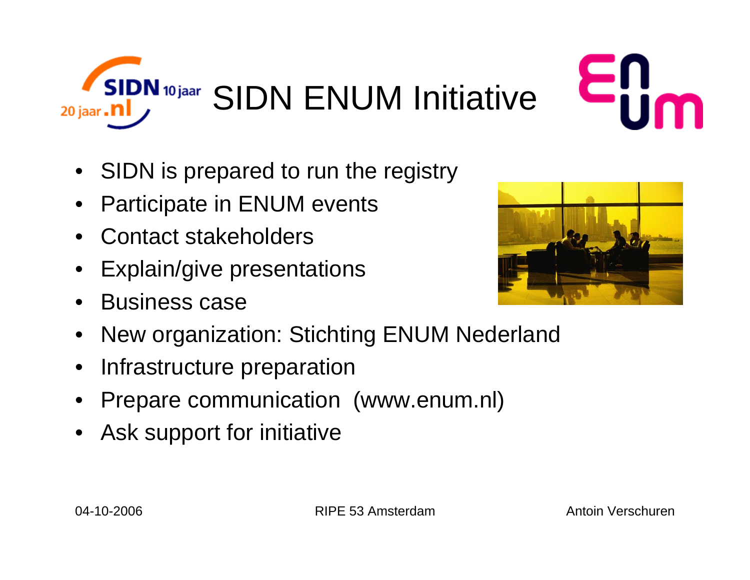# SIDN ENUM Initiative

- SIDN is prepared to run the registry
- Participate in ENUM events
- Contact stakeholders
- Explain/give presentations
- Business case
- New organization: Stichting ENUM Nederland
- Infrastructure preparation
- Prepare communication (www.enum.nl)
- Ask support for initiative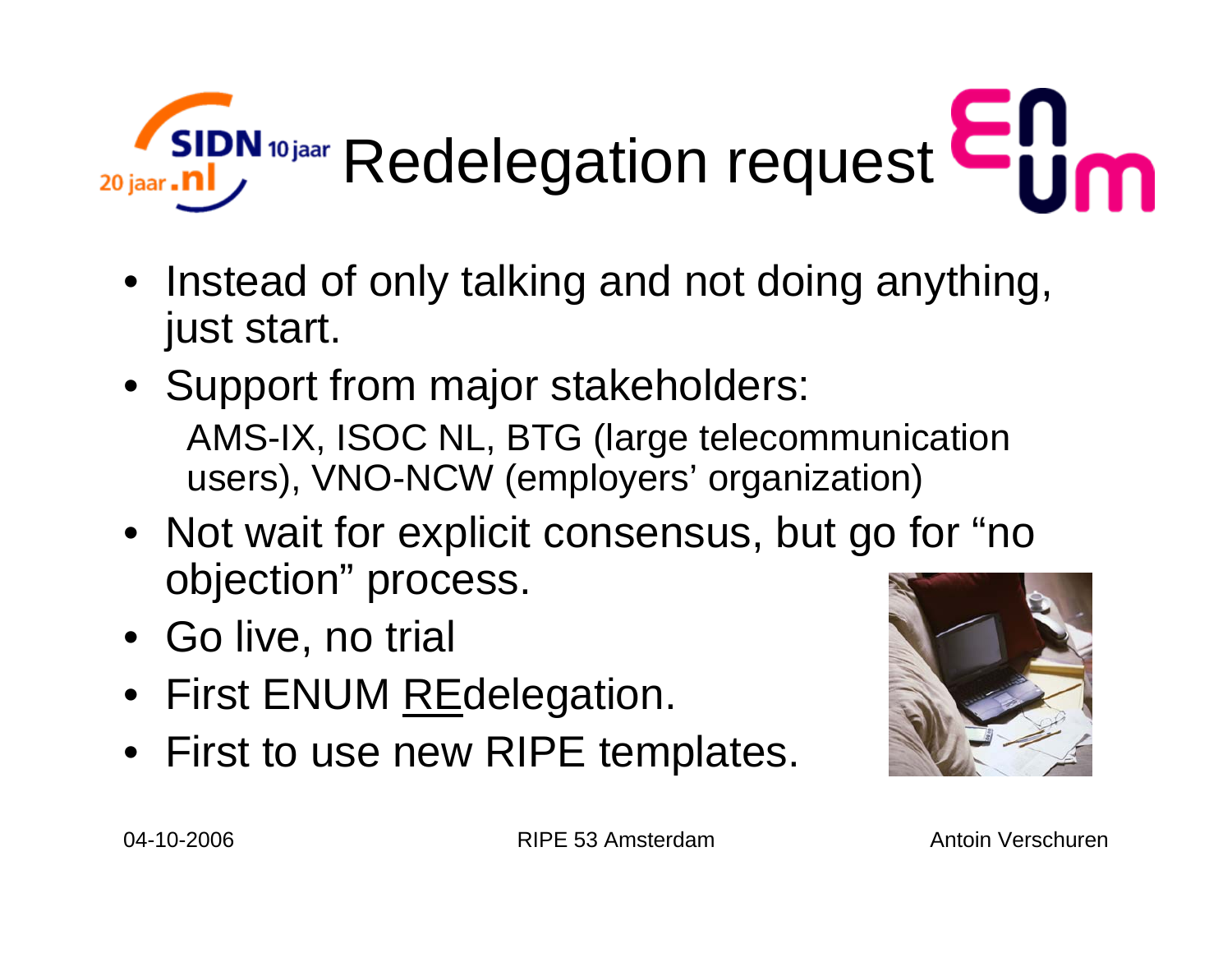# Redelegation request

- Instead of only talking and not doing anything, just start.
- Support from major stakeholders:
  AMS-IX, ISOC NL, BTG (large telecommunication users), VNO-NCW (employers' organization)
- Not wait for explicit consensus, but go for "no objection" process.
- Go live, no trial
- First ENUM <u>RE</u>delegation.
- First to use new RIPE templates.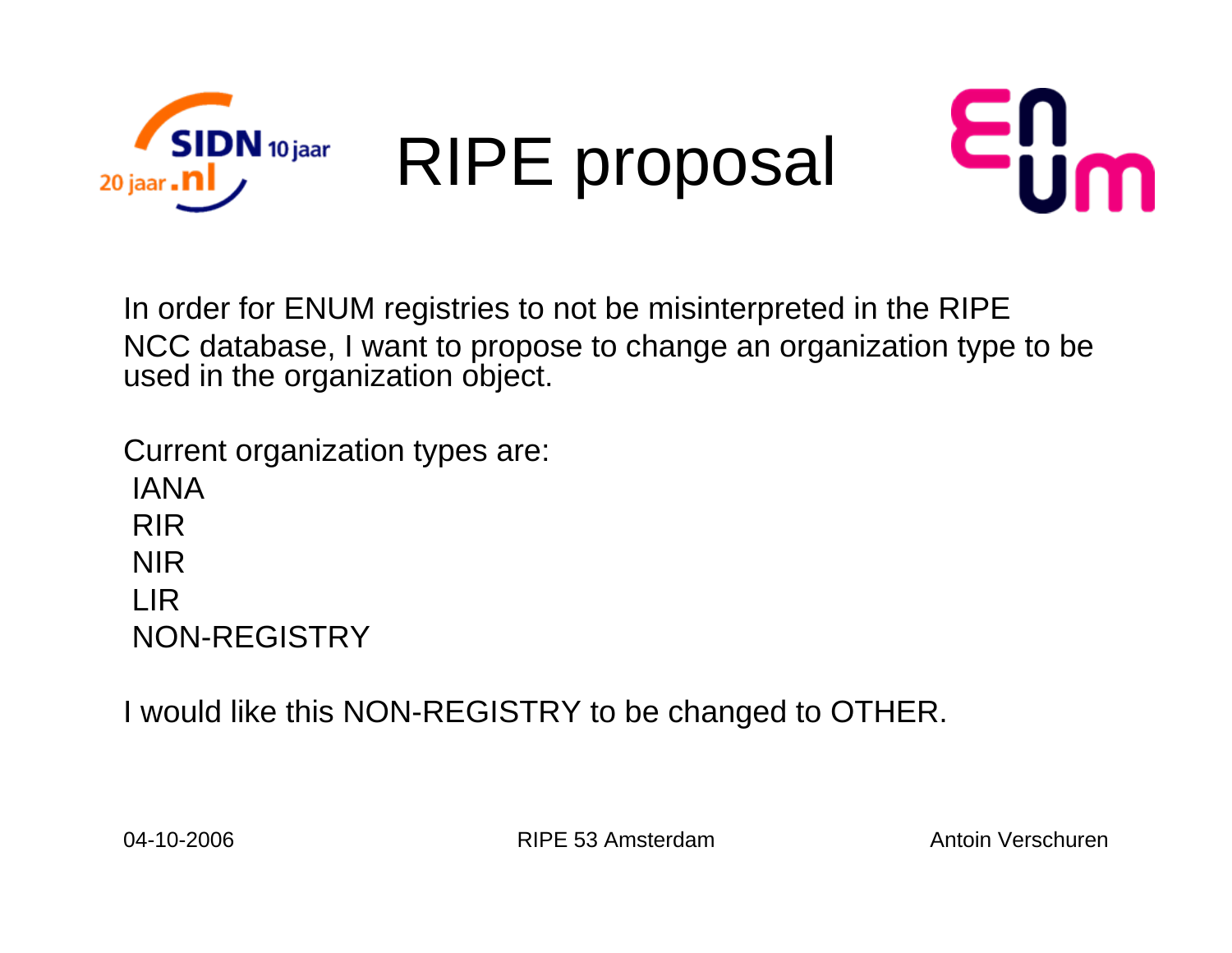# RIPE proposal

In order for ENUM registries to not be misinterpreted in the RIPE NCC database, I want to propose to change an organization type to be used in the organization object.

Current organization types are:

- IANA
- RIR
- NIR
- LIR
- NON-REGISTRY

I would like this NON-REGISTRY to be changed to OTHER.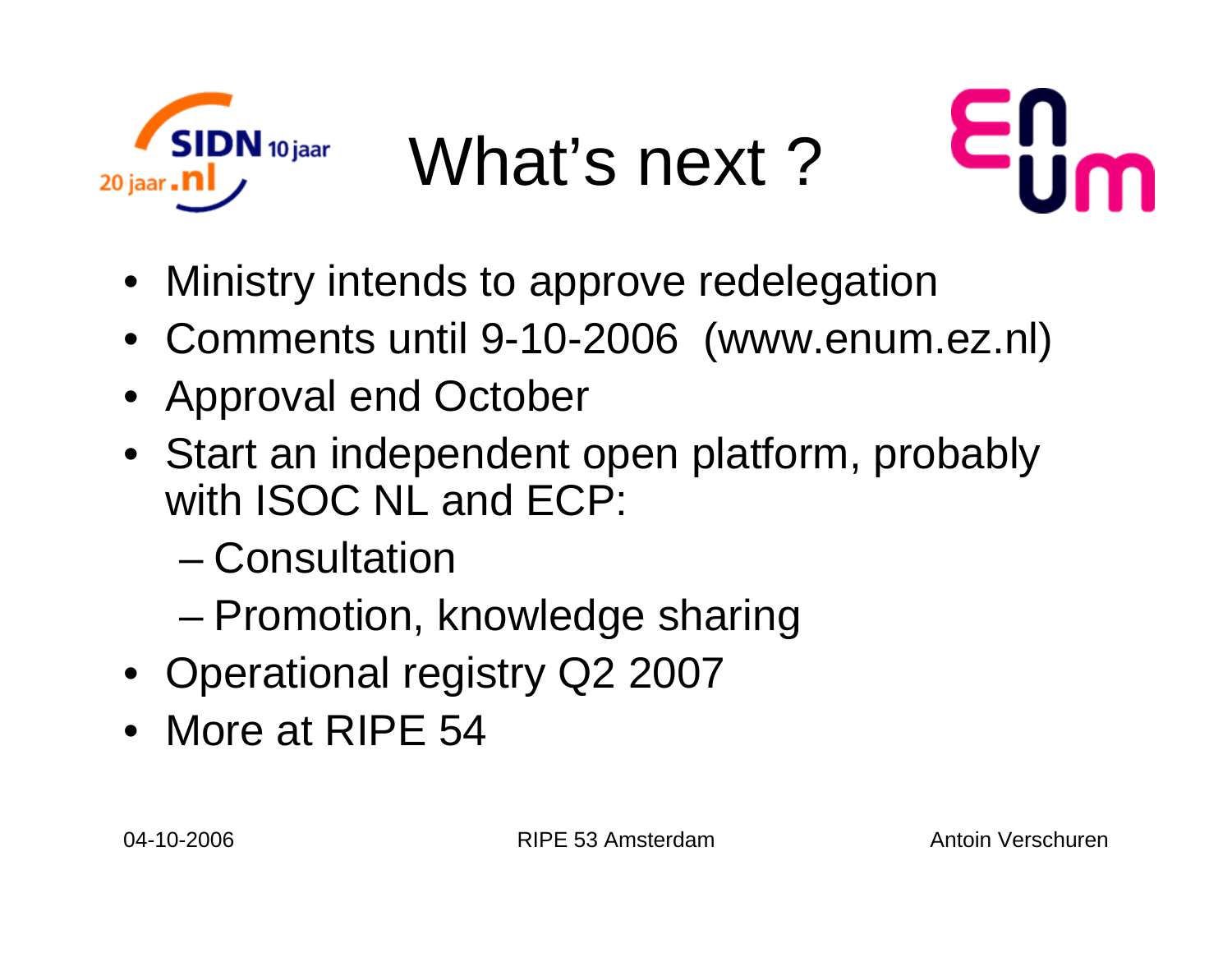# What's next ?

- Ministry intends to approve redelegation
- Comments until 9-10-2006 (www.enum.ez.nl)
- Approval end October
- Start an independent open platform, probably with ISOC NL and ECP:
  - Consultation
  - Promotion, knowledge sharing
- Operational registry Q2 2007
- More at RIPE 54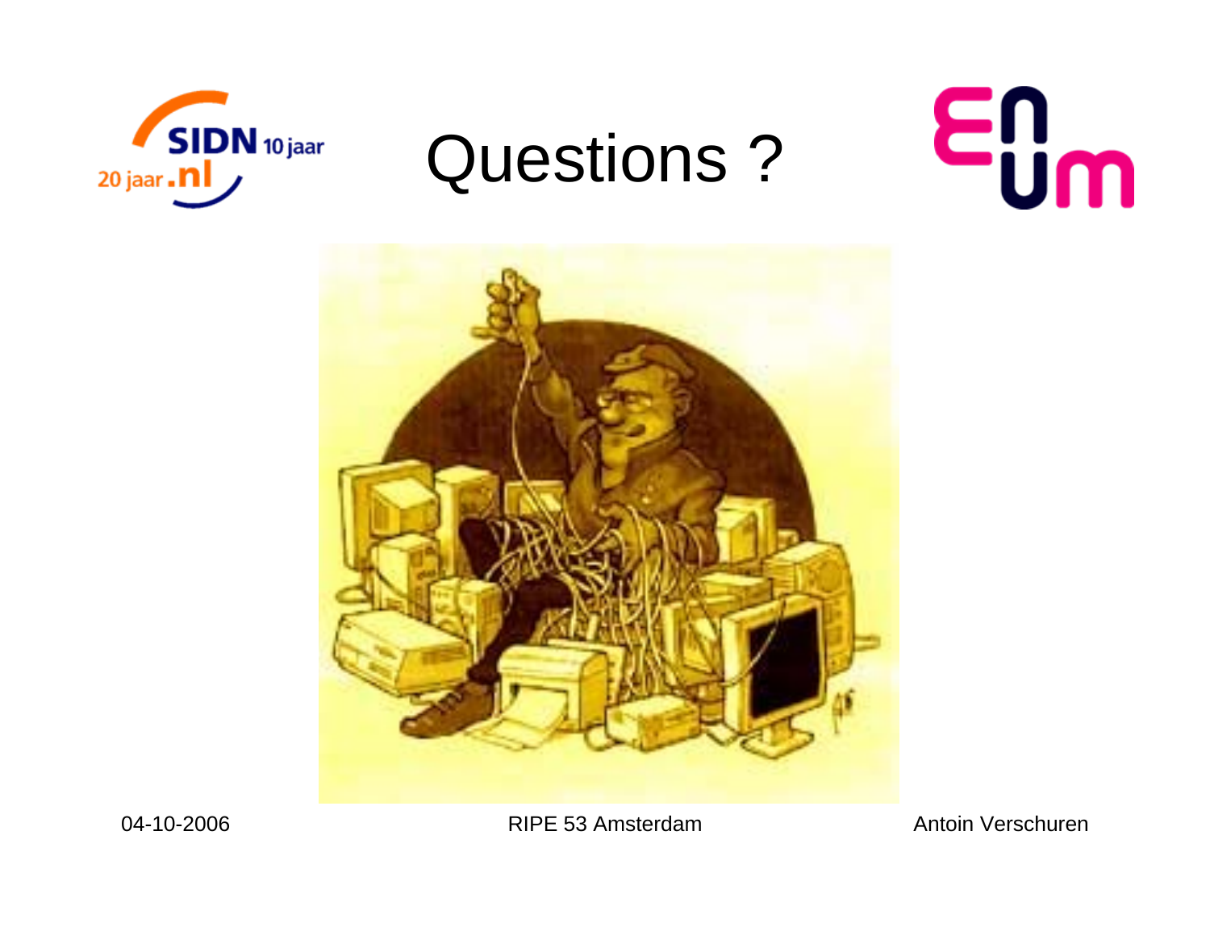# Questions ?